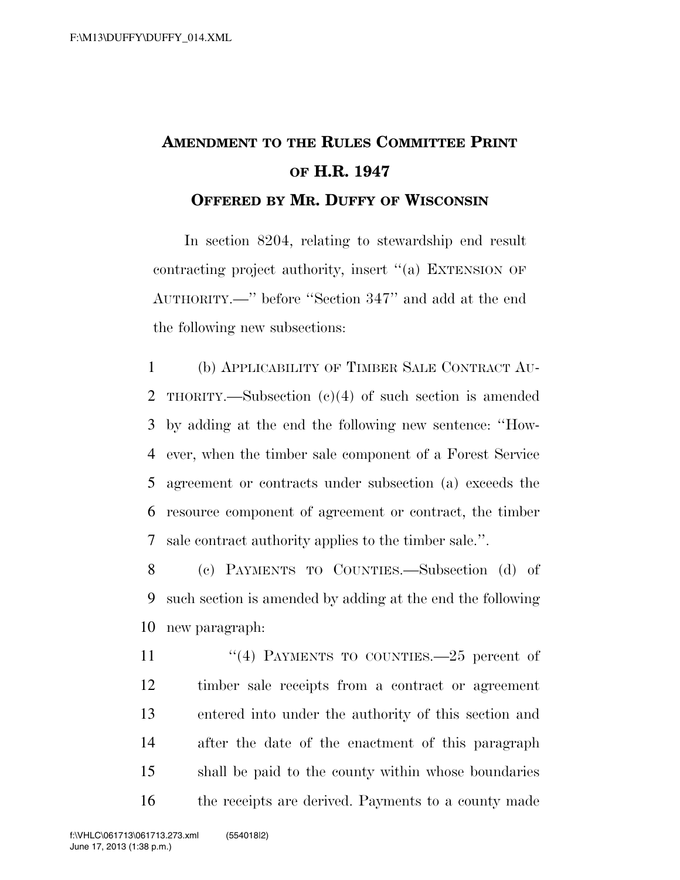# Amendment to the Rules Committee Print of H.R. 1947

## Offered by Mr. Duffy of Wisconsin

In section 8204, relating to stewardship end result contracting project authority, insert "(a) Extension of Authority.—" before "Section 347" and add at the end the following new subsections:

(b) Applicability of Timber Sale Contract Authority.—Subsection (c)(4) of such section is amended by adding at the end the following new sentence: "However, when the timber sale component of a Forest Service agreement or contracts under subsection (a) exceeds the resource component of agreement or contract, the timber sale contract authority applies to the timber sale.".

(c) Payments to Counties.—Subsection (d) of such section is amended by adding at the end the following new paragraph:

"(4) Payments to counties.—25 percent of timber sale receipts from a contract or agreement entered into under the authority of this section and after the date of the enactment of this paragraph shall be paid to the county within whose boundaries the receipts are derived. Payments to a county made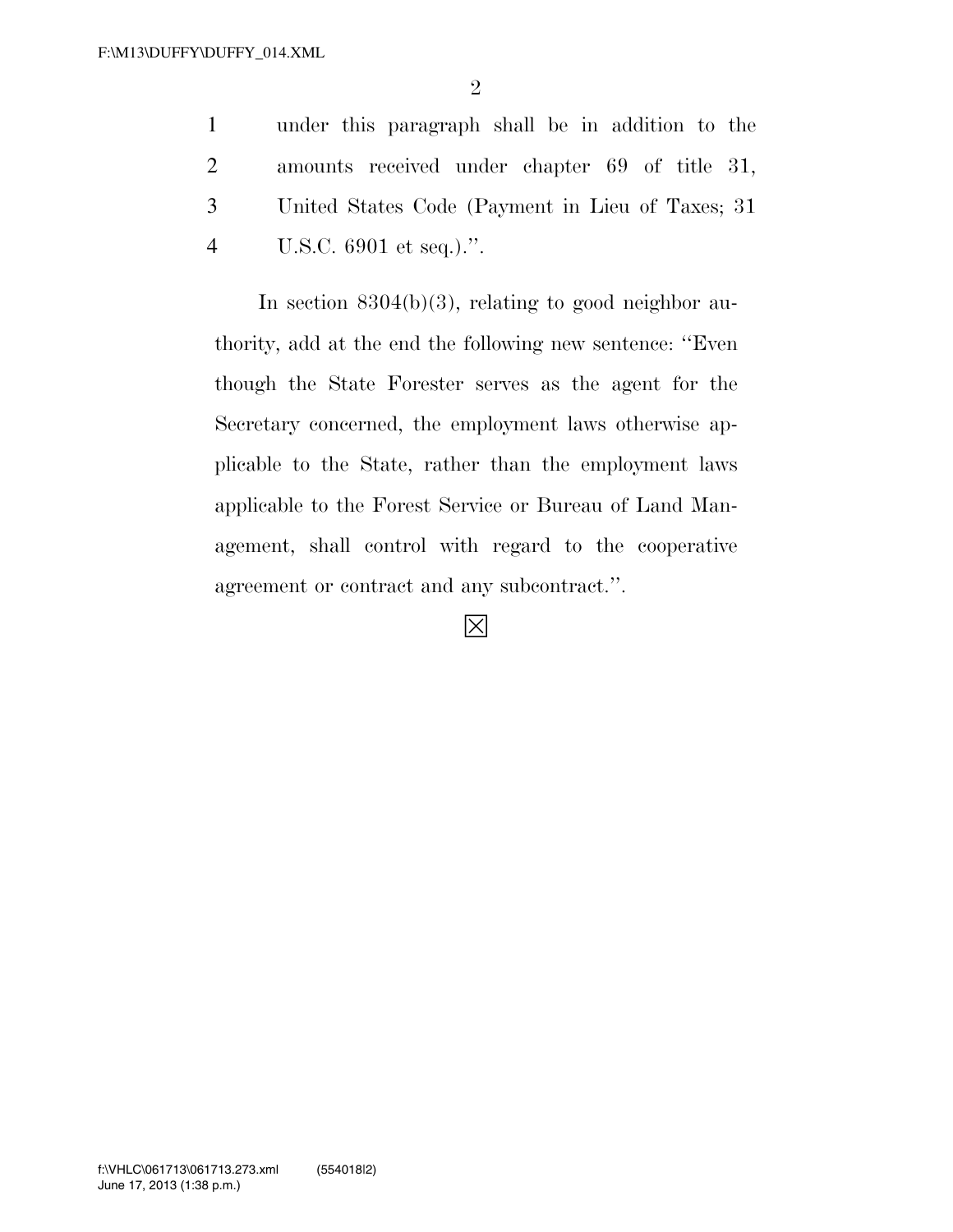under this paragraph shall be in addition to the amounts received under chapter 69 of title 31, United States Code (Payment in Lieu of Taxes; 31 U.S.C. 6901 et seq.).''.

In section 8304(b)(3), relating to good neighbor authority, add at the end the following new sentence: ''Even though the State Forester serves as the agent for the Secretary concerned, the employment laws otherwise applicable to the State, rather than the employment laws applicable to the Forest Service or Bureau of Land Management, shall control with regard to the cooperative agreement or contract and any subcontract.''.